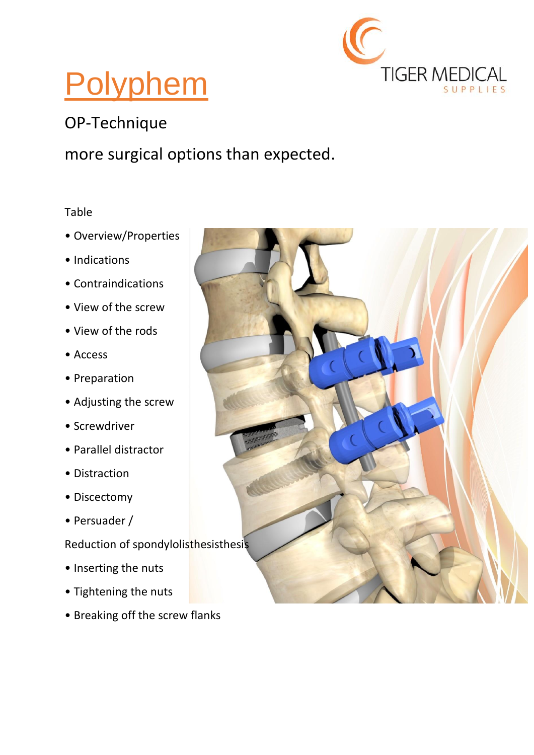# Polyphem

TIGER MEDICAL SUPPLIES

## OP-Technique

more surgical options than expected.

Table

- Overview/Properties
- Indications
- Contraindications
- View of the screw
- View of the rods
- Access
- Preparation
- Adjusting the screw
- Screwdriver
- Parallel distractor
- Distraction
- Discectomy
- Persuader / Reduction of spondylolisthesisthesis
- Inserting the nuts
- Tightening the nuts
- Breaking off the screw flanks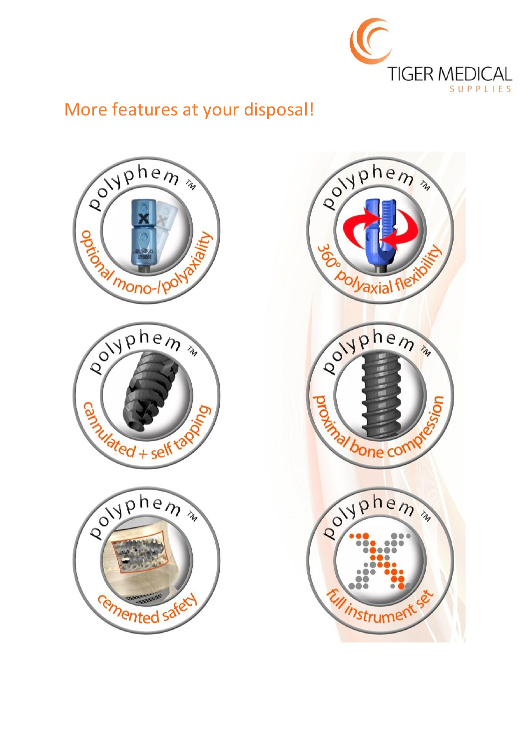## More features at your disposal!

- polyphem™ optional mono-/polyaxiality
- polyphem™ 360° polyaxial flexibility
- polyphem™ cannulated + self tapping
- polyphem™ proximal bone compression
- polyphem™ cemented safety
- polyphem™ full instrument set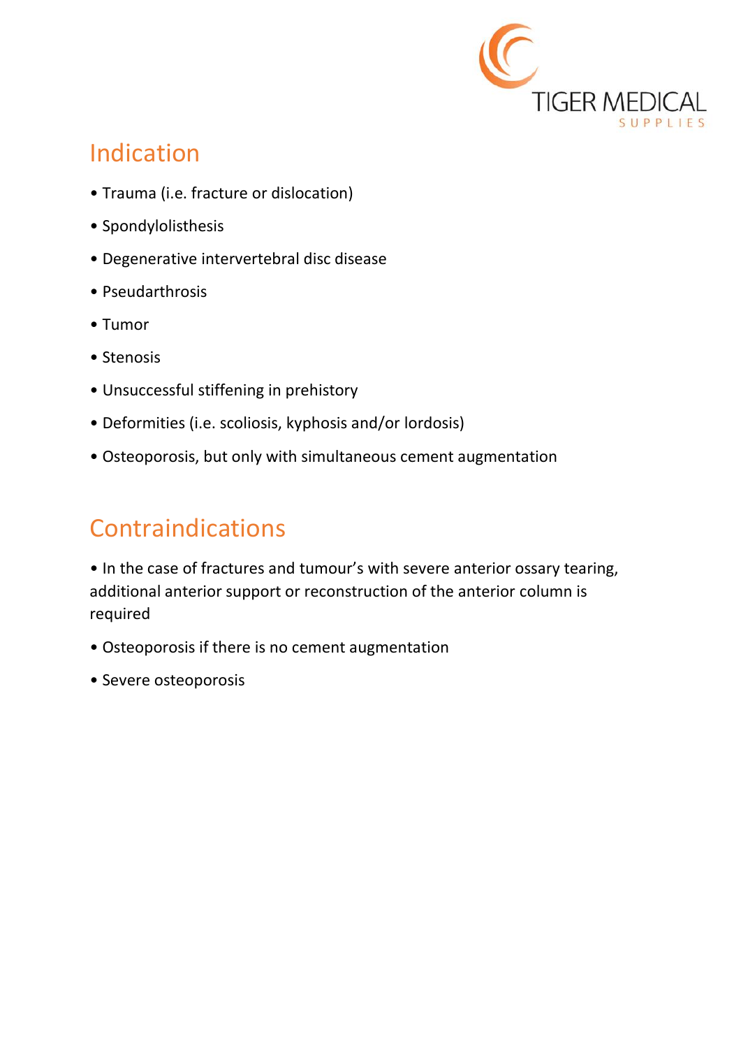## Indication

- Trauma (i.e. fracture or dislocation)
- Spondylolisthesis
- Degenerative intervertebral disc disease
- Pseudarthrosis
- Tumor
- Stenosis
- Unsuccessful stiffening in prehistory
- Deformities (i.e. scoliosis, kyphosis and/or lordosis)
- Osteoporosis, but only with simultaneous cement augmentation

## Contraindications

- In the case of fractures and tumour's with severe anterior ossary tearing, additional anterior support or reconstruction of the anterior column is required
- Osteoporosis if there is no cement augmentation
- Severe osteoporosis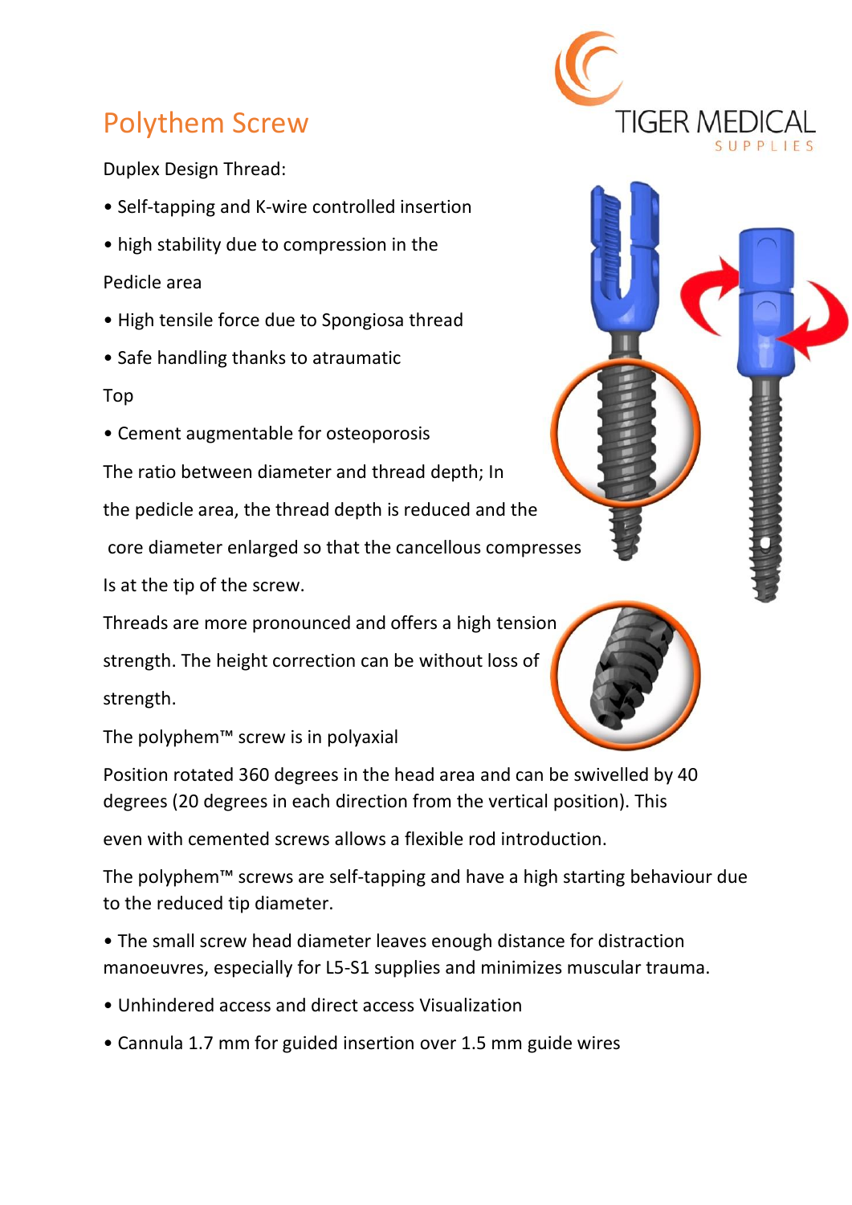# Polythem Screw

Duplex Design Thread:

- Self-tapping and K-wire controlled insertion
- high stability due to compression in the Pedicle area
- High tensile force due to Spongiosa thread
- Safe handling thanks to atraumatic Top
- Cement augmentable for osteoporosis

The ratio between diameter and thread depth; In the pedicle area, the thread depth is reduced and the core diameter enlarged so that the cancellous compresses Is at the tip of the screw.

Threads are more pronounced and offers a high tension strength. The height correction can be without loss of strength.

The polyphem™ screw is in polyaxial Position rotated 360 degrees in the head area and can be swivelled by 40 degrees (20 degrees in each direction from the vertical position). This even with cemented screws allows a flexible rod introduction.

The polyphem™ screws are self-tapping and have a high starting behaviour due to the reduced tip diameter.

- The small screw head diameter leaves enough distance for distraction manoeuvres, especially for L5-S1 supplies and minimizes muscular trauma.
- Unhindered access and direct access Visualization
- Cannula 1.7 mm for guided insertion over 1.5 mm guide wires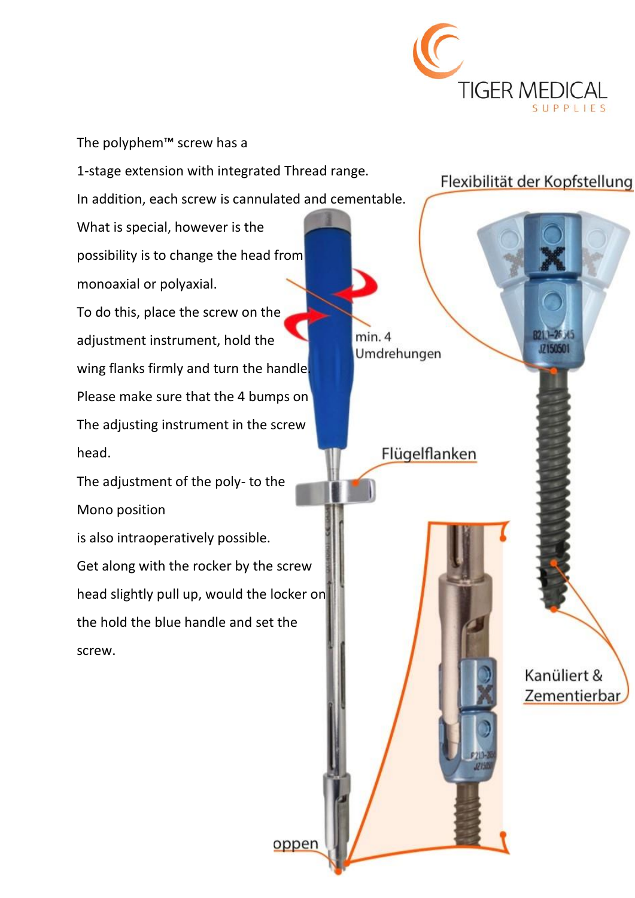The polyphem™ screw has a

1-stage extension with integrated Thread range.

In addition, each screw is cannulated and cementable.

What is special, however is the

possibility is to change the head from

monoaxial or polyaxial.

To do this, place the screw on the

adjustment instrument, hold the

wing flanks firmly and turn the handle.

Please make sure that the 4 bumps on

The adjusting instrument in the screw

head.

The adjustment of the poly- to the

Mono position

is also intraoperatively possible.

Get along with the rocker by the screw

head slightly pull up, would the locker on

the hold the blue handle and set the

screw.

Flexibilität der Kopfstellung

min. 4 Umdrehungen

Flügelflanken

Kanüliert & Zementierbar

oppen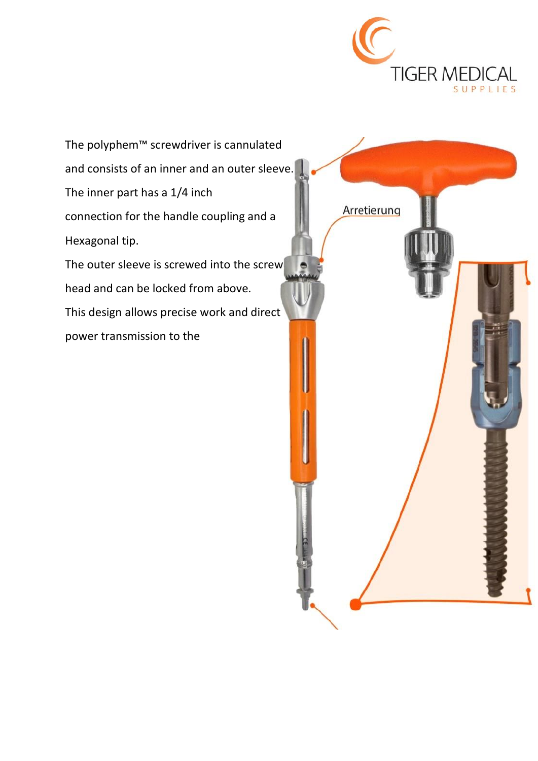The polyphem™ screwdriver is cannulated and consists of an inner and an outer sleeve. The inner part has a 1/4 inch connection for the handle coupling and a Hexagonal tip.

The outer sleeve is screwed into the screw head and can be locked from above.

This design allows precise work and direct power transmission to the

Arretierung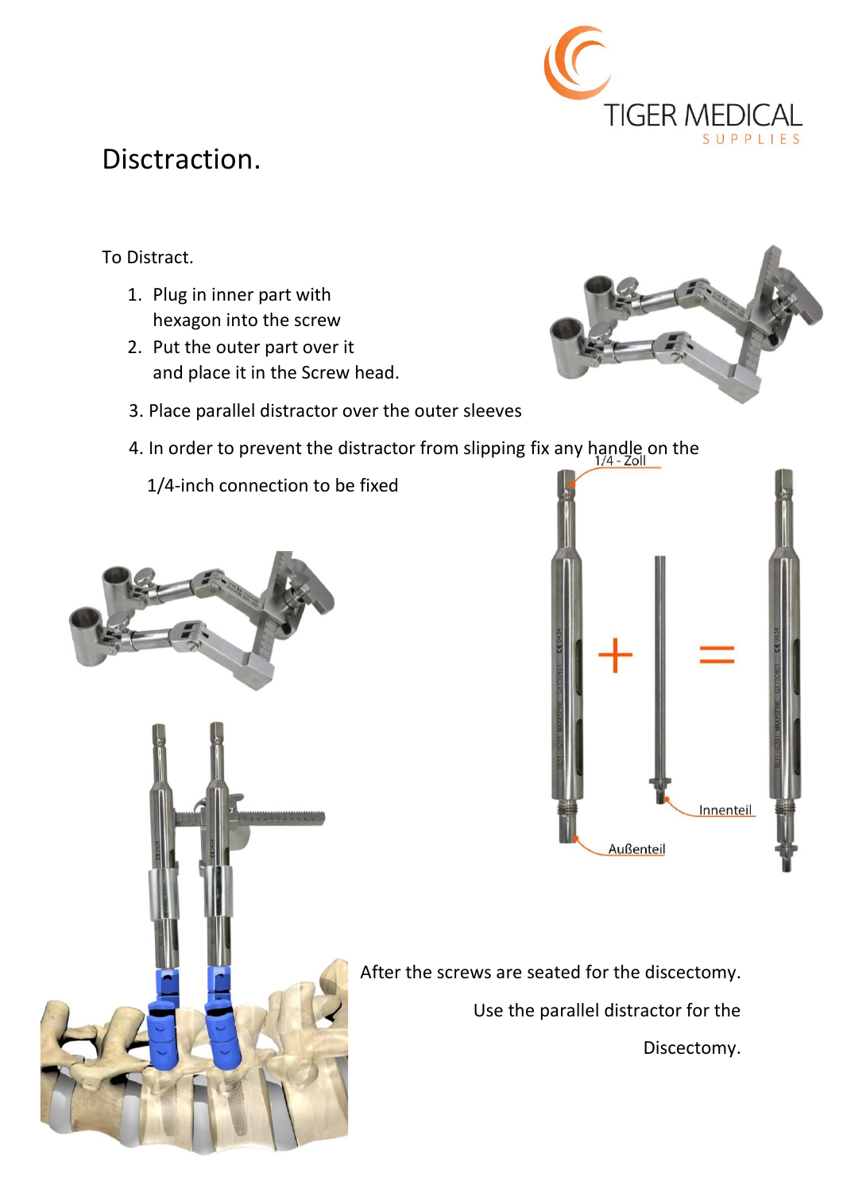Disctraction.

To Distract.

1. Plug in inner part with hexagon into the screw
2. Put the outer part over it and place it in the Screw head.
3. Place parallel distractor over the outer sleeves
4. In order to prevent the distractor from slipping fix any handle on the 1/4-inch connection to be fixed

1/4 - Zoll

Innenteil

Außenteil

After the screws are seated for the discectomy.

Use the parallel distractor for the Discectomy.